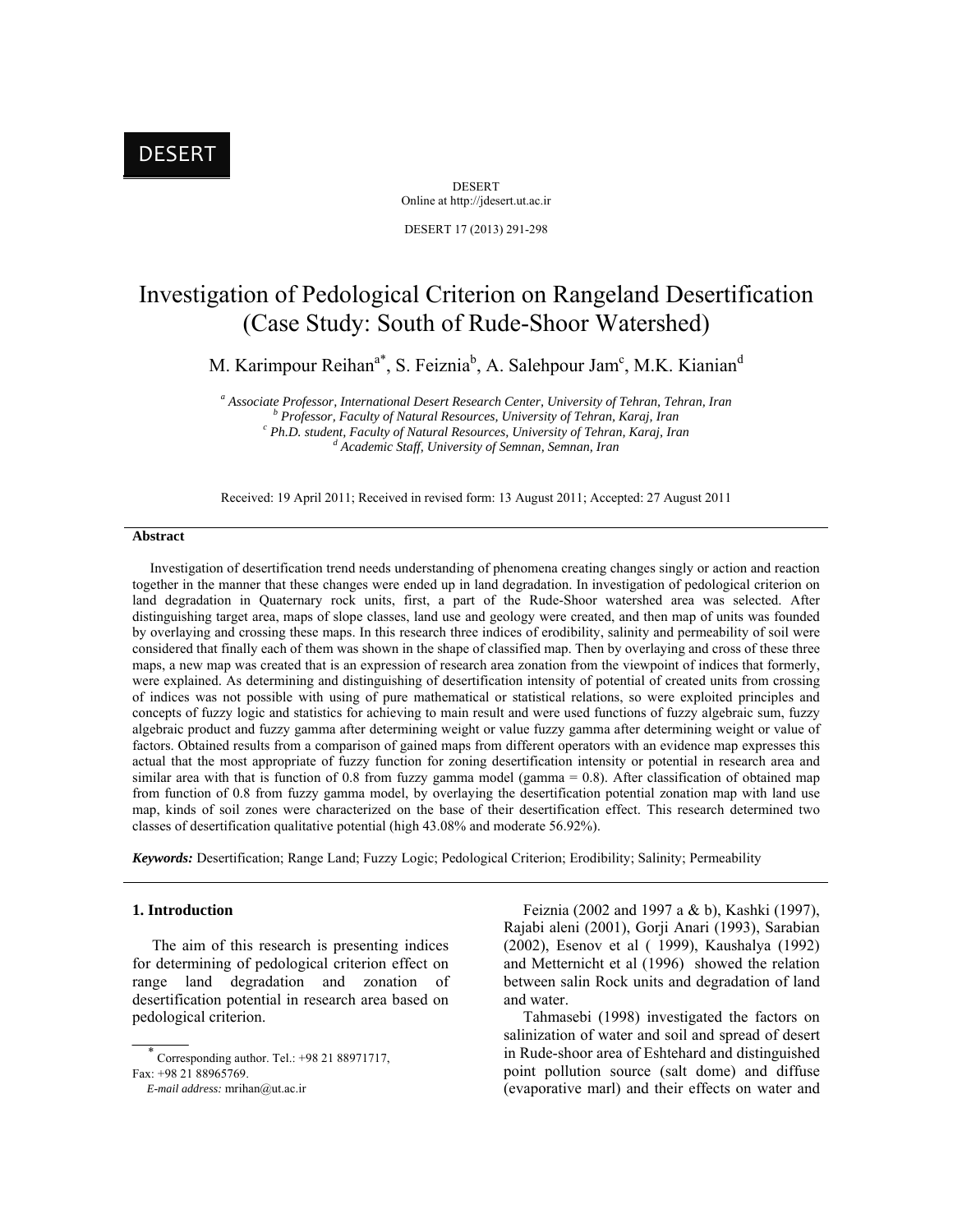DESERT

DESERT
Online at http://jdesert.ut.ac.ir

# Investigation of Pedological Criterion on Rangeland Desertification (Case Study: South of Rude-Shoor Watershed)

M. Karimpour Reihan[a*], S. Feiznia[b], A. Salehpour Jam[c], M.K. Kianian[d]

[a] *Associate Professor, International Desert Research Center, University of Tehran, Tehran, Iran*
[b] *Professor, Faculty of Natural Resources, University of Tehran, Karaj, Iran*
[c] *Ph.D. student, Faculty of Natural Resources, University of Tehran, Karaj, Iran*
[d] *Academic Staff, University of Semnan, Semnan, Iran*

Received: 19 April 2011; Received in revised form: 13 August 2011; Accepted: 27 August 2011

**Abstract**

Investigation of desertification trend needs understanding of phenomena creating changes singly or action and reaction together in the manner that these changes were ended up in land degradation. In investigation of pedological criterion on land degradation in Quaternary rock units, first, a part of the Rude-Shoor watershed area was selected. After distinguishing target area, maps of slope classes, land use and geology were created, and then map of units was founded by overlaying and crossing these maps. In this research three indices of erodibility, salinity and permeability of soil were considered that finally each of them was shown in the shape of classified map. Then by overlaying and cross of these three maps, a new map was created that is an expression of research area zonation from the viewpoint of indices that formerly, were explained. As determining and distinguishing of desertification intensity of potential of created units from crossing of indices was not possible with using of pure mathematical or statistical relations, so were exploited principles and concepts of fuzzy logic and statistics for achieving to main result and were used functions of fuzzy algebraic sum, fuzzy algebraic product and fuzzy gamma after determining weight or value fuzzy gamma after determining weight or value of factors. Obtained results from a comparison of gained maps from different operators with an evidence map expresses this actual that the most appropriate of fuzzy function for zoning desertification intensity or potential in research area and similar area with that is function of 0.8 from fuzzy gamma model (gamma = 0.8). After classification of obtained map from function of 0.8 from fuzzy gamma model, by overlaying the desertification potential zonation map with land use map, kinds of soil zones were characterized on the base of their desertification effect. This research determined two classes of desertification qualitative potential (high 43.08% and moderate 56.92%).

***Keywords:*** Desertification; Range Land; Fuzzy Logic; Pedological Criterion; Erodibility; Salinity; Permeability

## 1. Introduction

The aim of this research is presenting indices for determining of pedological criterion effect on range land degradation and zonation of desertification potential in research area based on pedological criterion.

Feiznia (2002 and 1997 a & b), Kashki (1997), Rajabi aleni (2001), Gorji Anari (1993), Sarabian (2002), Esenov et al ( 1999), Kaushalya (1992) and Metternicht et al (1996) showed the relation between salin Rock units and degradation of land and water.

Tahmasebi (1998) investigated the factors on salinization of water and soil and spread of desert in Rude-shoor area of Eshtehard and distinguished point pollution source (salt dome) and diffuse (evaporative marl) and their effects on water and

---

* Corresponding author. Tel.: +98 21 88971717,
Fax: +98 21 88965769.
*E-mail address:* mrihan@ut.ac.ir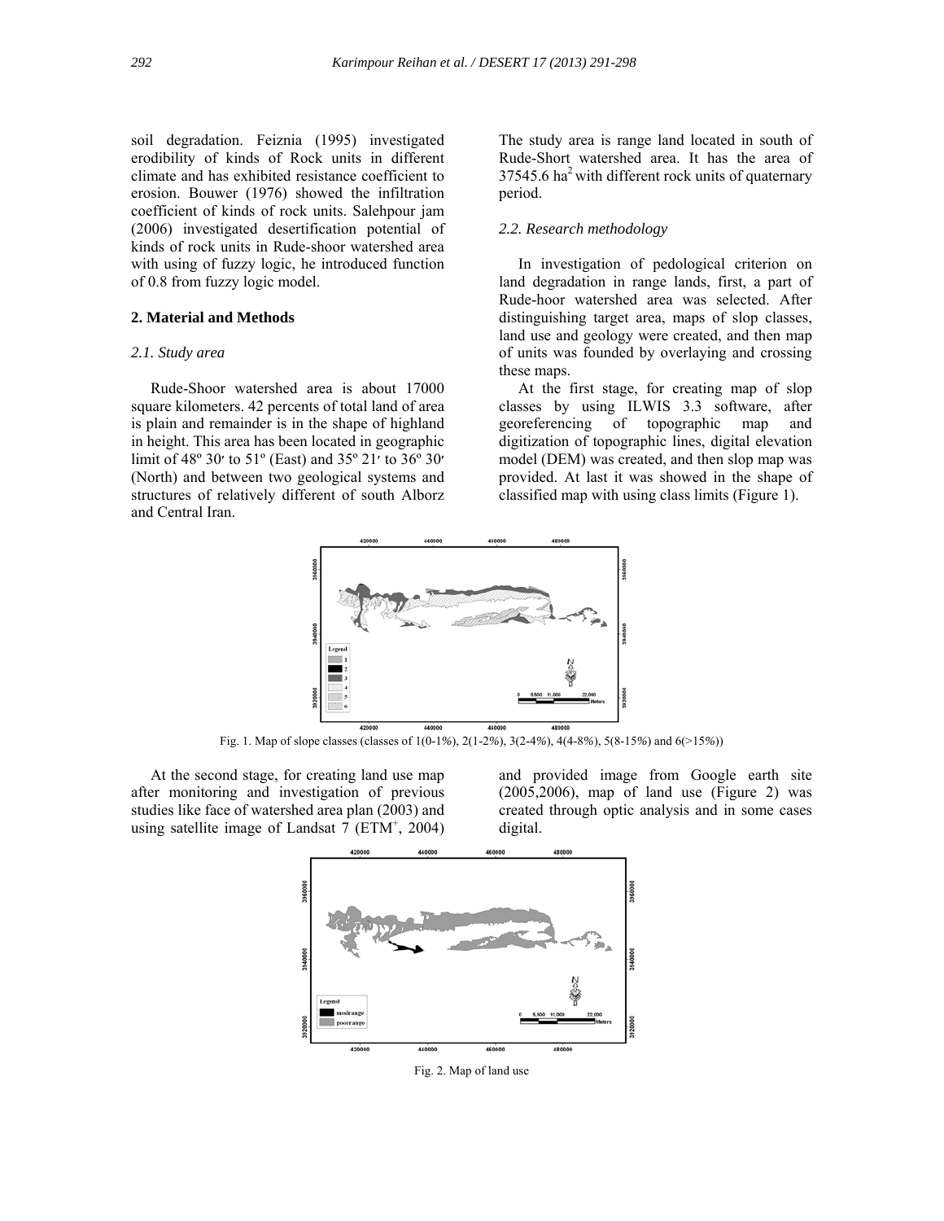soil degradation. Feiznia (1995) investigated erodibility of kinds of Rock units in different climate and has exhibited resistance coefficient to erosion. Bouwer (1976) showed the infiltration coefficient of kinds of rock units. Salehpour jam (2006) investigated desertification potential of kinds of rock units in Rude-shoor watershed area with using of fuzzy logic, he introduced function of 0.8 from fuzzy logic model.

## 2. Material and Methods

### *2.1. Study area*

Rude-Shoor watershed area is about 17000 square kilometers. 42 percents of total land of area is plain and remainder is in the shape of highland in height. This area has been located in geographic limit of 48º 30′ to 51º (East) and 35º 21′ to 36º 30′ (North) and between two geological systems and structures of relatively different of south Alborz and Central Iran.

The study area is range land located in south of Rude-Short watershed area. It has the area of 37545.6 $ha^2$ with different rock units of quaternary period.

### *2.2. Research methodology*

In investigation of pedological criterion on land degradation in range lands, first, a part of Rude-hoor watershed area was selected. After distinguishing target area, maps of slop classes, land use and geology were created, and then map of units was founded by overlaying and crossing these maps.

At the first stage, for creating map of slop classes by using ILWIS 3.3 software, after georeferencing of topographic map and digitization of topographic lines, digital elevation model (DEM) was created, and then slop map was provided. At last it was showed in the shape of classified map with using class limits (Figure 1).

Fig. 1. Map of slope classes (classes of 1(0-1%), 2(1-2%), 3(2-4%), 4(4-8%), 5(8-15%) and 6(>15%))

At the second stage, for creating land use map after monitoring and investigation of previous studies like face of watershed area plan (2003) and using satellite image of Landsat 7 ($ETM^+$, 2004) and provided image from Google earth site (2005,2006), map of land use (Figure 2) was created through optic analysis and in some cases digital.

Fig. 2. Map of land use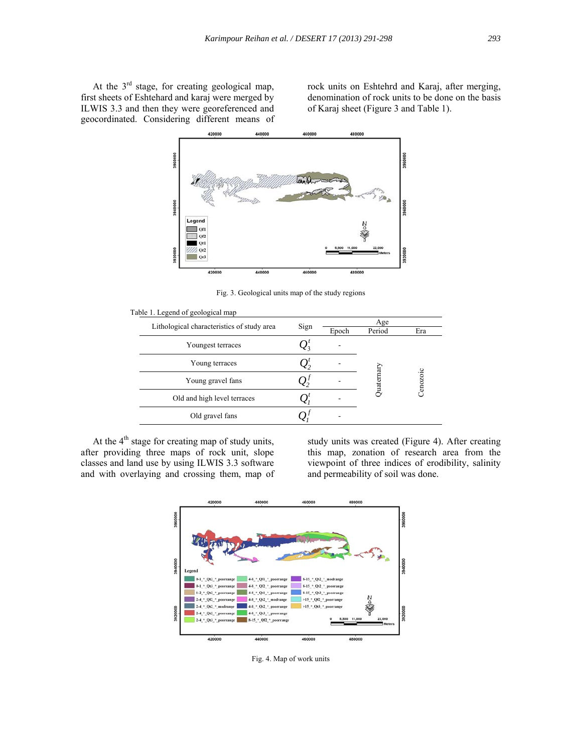At the 3rd stage, for creating geological map, first sheets of Eshtehard and karaj were merged by ILWIS 3.3 and then they were georeferenced and geocoordinated. Considering different means of rock units on Eshtehrd and Karaj, after merging, denomination of rock units to be done on the basis of Karaj sheet (Figure 3 and Table 1).

Fig. 3. Geological units map of the study regions

Table 1. Legend of geological map

| Lithological characteristics of study area | Sign | Age | | |
|---|---|---|---|---|
| | | Epoch | Period | Era |
| Youngest terraces | $Q_3^t$ | - | Quaternary | Cenozoic |
| Young terraces | $Q_2^t$ | - | | |
| Young gravel fans | $Q_2^f$ | - | | |
| Old and high level terraces | $Q_1^t$ | - | | |
| Old gravel fans | $Q_1^f$ | - | | |

At the 4th stage for creating map of study units, after providing three maps of rock unit, slope classes and land use by using ILWIS 3.3 software and with overlaying and crossing them, map of study units was created (Figure 4). After creating this map, zonation of research area from the viewpoint of three indices of erodibility, salinity and permeability of soil was done.

Fig. 4. Map of work units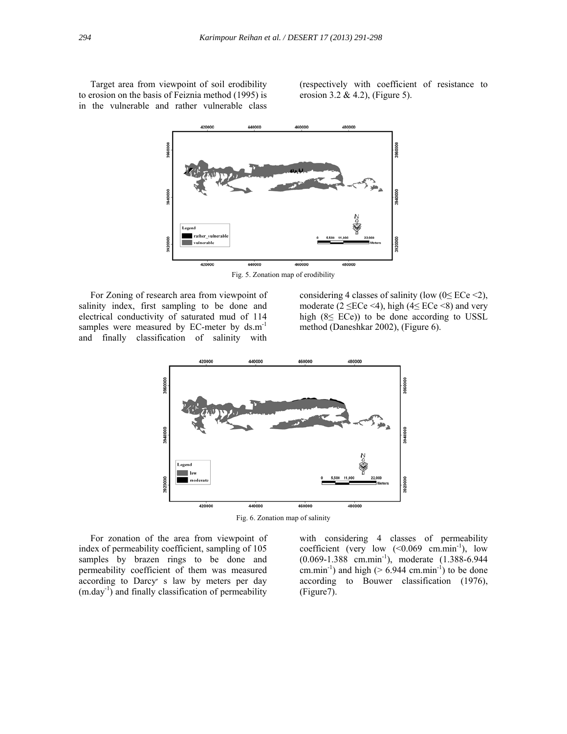Target area from viewpoint of soil erodibility to erosion on the basis of Feiznia method (1995) is in the vulnerable and rather vulnerable class (respectively with coefficient of resistance to erosion 3.2 & 4.2), (Figure 5).

Fig. 5. Zonation map of erodibility

For Zoning of research area from viewpoint of salinity index, first sampling to be done and electrical conductivity of saturated mud of 114 samples were measured by EC-meter by $ds.m^{-1}$ and finally classification of salinity with considering 4 classes of salinity (low ($0 \leq ECe < 2$), moderate ($2 \leq ECe < 4$), high ($4 \leq ECe < 8$) and very high ($8 \leq ECe$)) to be done according to USSL method (Daneshkar 2002), (Figure 6).

Fig. 6. Zonation map of salinity

For zonation of the area from viewpoint of index of permeability coefficient, sampling of 105 samples by brazen rings to be done and permeability coefficient of them was measured according to Darcy′ s law by meters per day ($m.day^{-1}$) and finally classification of permeability with considering 4 classes of permeability coefficient (very low ($<0.069$ $cm.min^{-1}$), low ($0.069$-$1.388$ $cm.min^{-1}$), moderate ($1.388$-$6.944$ $cm.min^{-1}$) and high ($> 6.944$ $cm.min^{-1}$) to be done according to Bouwer classification (1976), (Figure7).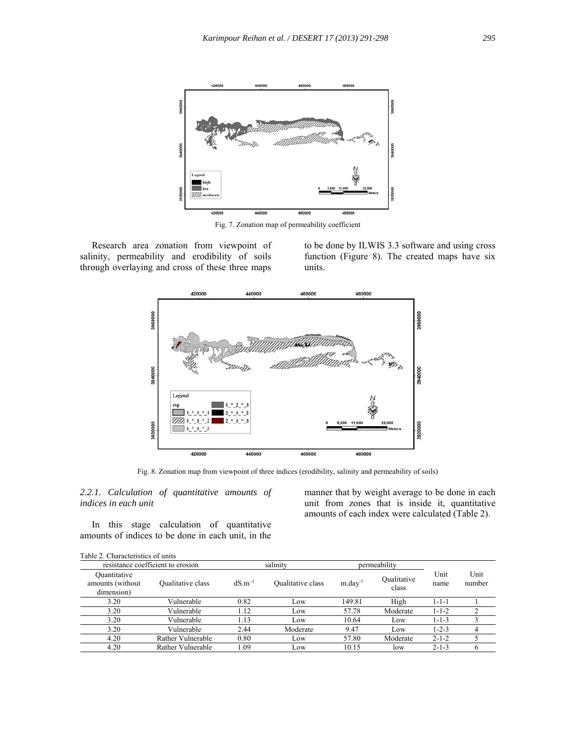Fig. 7. Zonation map of permeability coefficient

Research area zonation from viewpoint of salinity, permeability and erodibility of soils through overlaying and cross of these three maps to be done by ILWIS 3.3 software and using cross function (Figure 8). The created maps have six units.

Fig. 8. Zonation map from viewpoint of three indices (erodibility, salinity and permeability of soils)

*2.2.1. Calculation of quantitative amounts of indices in each unit*

In this stage calculation of quantitative amounts of indices to be done in each unit, in the manner that by weight average to be done in each unit from zones that is inside it, quantitative amounts of each index were calculated (Table 2).

Table 2. Characteristics of units

| resistance coefficient to erosion | | salinity | | permeability | | Unit name | Unit number |
|---|---|---|---|---|---|---|---|
| Quantitative amounts (without dimension) | Qualitative class | $dS.m^{-1}$ | Qualitative class | $m.day^{-1}$ | Qualitative class | | |
| 3.20 | Vulnerable | 0.82 | Low | 149.81 | High | 1-1-1 | 1 |
| 3.20 | Vulnerable | 1.12 | Low | 57.78 | Moderate | 1-1-2 | 2 |
| 3.20 | Vulnerable | 1.13 | Low | 10.64 | Low | 1-1-3 | 3 |
| 3.20 | Vulnerable | 2.44 | Moderate | 9.47 | Low | 1-2-3 | 4 |
| 4.20 | Rather Vulnerable | 0.80 | Low | 57.80 | Moderate | 2-1-2 | 5 |
| 4.20 | Rather Vulnerable | 1.09 | Low | 10.15 | low | 2-1-3 | 6 |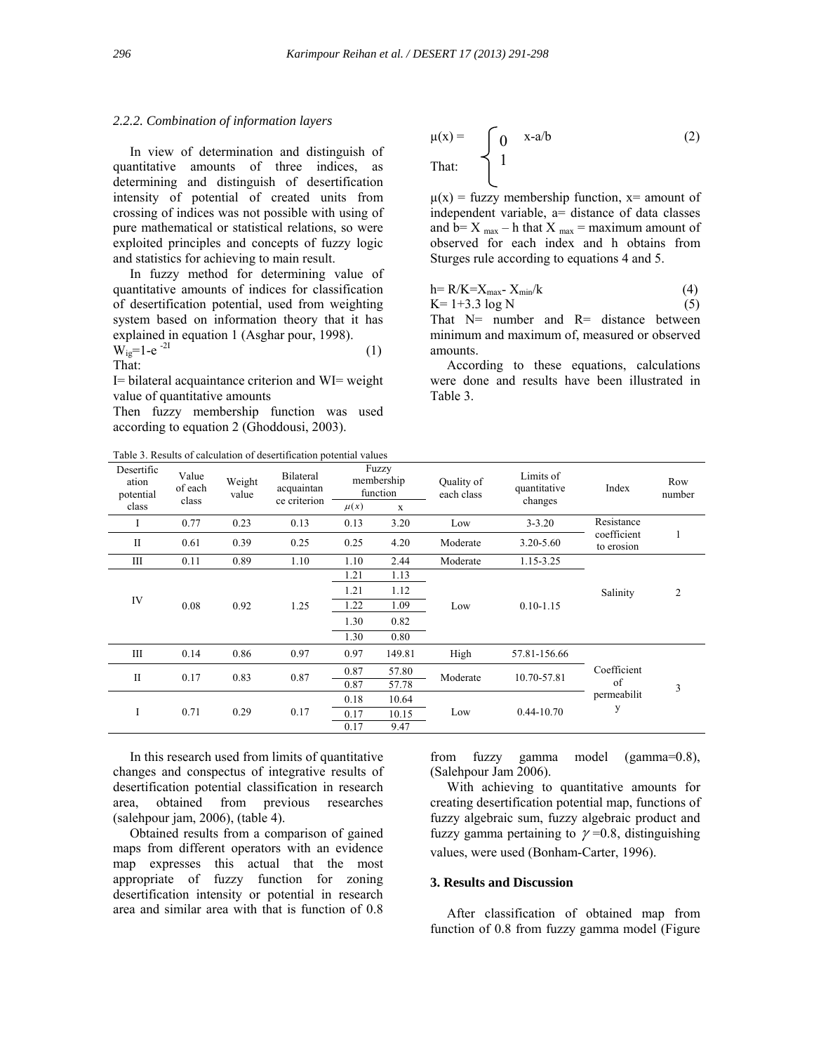### 2.2.2. Combination of information layers

In view of determination and distinguish of quantitative amounts of three indices, as determining and distinguish of desertification intensity of potential of created units from crossing of indices was not possible with using of pure mathematical or statistical relations, so were exploited principles and concepts of fuzzy logic and statistics for achieving to main result.

In fuzzy method for determining value of quantitative amounts of indices for classification of desertification potential, used from weighting system based on information theory that it has explained in equation 1 (Asghar pour, 1998).

$$W_{ig}=1-e^{-2I} \quad (1)$$

That:

I= bilateral acquaintance criterion and WI= weight value of quantitative amounts

Then fuzzy membership function was used according to equation 2 (Ghoddousi, 2003).

$$\mu(x) = \begin{cases} 0 & x\text{-}a/b \\ 1 & \end{cases} \quad (2)$$

That:

$\mu(x)$ = fuzzy membership function, x= amount of independent variable, a= distance of data classes and b= $X_{max}$ – h that $X_{max}$ = maximum amount of observed for each index and h obtains from Sturges rule according to equations 4 and 5.

$$h= R/K=X_{max}- X_{min}/k \quad (4)$$

$$K= 1+3.3 \log N \quad (5)$$

That N= number and R= distance between minimum and maximum of, measured or observed amounts.

According to these equations, calculations were done and results have been illustrated in Table 3.

Table 3. Results of calculation of desertification potential values

| Desertification potential class | Value of each class | Weight value | Bilateral acquaintance criterion | Fuzzy membership function | | Quality of each class | Limits of quantitative changes | Index | Row number |
|---|---|---|---|---|---|---|---|---|---|
| | | | | $\mu(x)$ | x | | | | |
| I | 0.77 | 0.23 | 0.13 | 0.13 | 3.20 | Low | 3-3.20 | Resistance coefficient to erosion | 1 |
| II | 0.61 | 0.39 | 0.25 | 0.25 | 4.20 | Moderate | 3.20-5.60 | | |
| III | 0.11 | 0.89 | 1.10 | 1.10 | 2.44 | Moderate | 1.15-3.25 | Salinity | 2 |
| IV | 0.08 | 0.92 | 1.25 | 1.21 | 1.13 | Low | 0.10-1.15 | | |
| | | | | 1.21 | 1.12 | | | | |
| | | | | 1.22 | 1.09 | | | | |
| | | | | 1.30 | 0.82 | | | | |
| | | | | 1.30 | 0.80 | | | | |
| III | 0.14 | 0.86 | 0.97 | 0.97 | 149.81 | High | 57.81-156.66 | Coefficient of permeability | 3 |
| II | 0.17 | 0.83 | 0.87 | 0.87 | 57.80 | Moderate | 10.70-57.81 | | |
| | | | | 0.87 | 57.78 | | | | |
| I | 0.71 | 0.29 | 0.17 | 0.18 | 10.64 | Low | 0.44-10.70 | | |
| | | | | 0.17 | 10.15 | | | | |
| | | | | 0.17 | 9.47 | | | | |

In this research used from limits of quantitative changes and conspectus of integrative results of desertification potential classification in research area, obtained from previous researches (salehpour jam, 2006), (table 4).

Obtained results from a comparison of gained maps from different operators with an evidence map expresses this actual that the most appropriate of fuzzy function for zoning desertification intensity or potential in research area and similar area with that is function of 0.8 from fuzzy gamma model (gamma=0.8), (Salehpour Jam 2006).

With achieving to quantitative amounts for creating desertification potential map, functions of fuzzy algebraic sum, fuzzy algebraic product and fuzzy gamma pertaining to $\gamma$=0.8, distinguishing values, were used (Bonham-Carter, 1996).

## 3. Results and Discussion

After classification of obtained map from function of 0.8 from fuzzy gamma model (Figure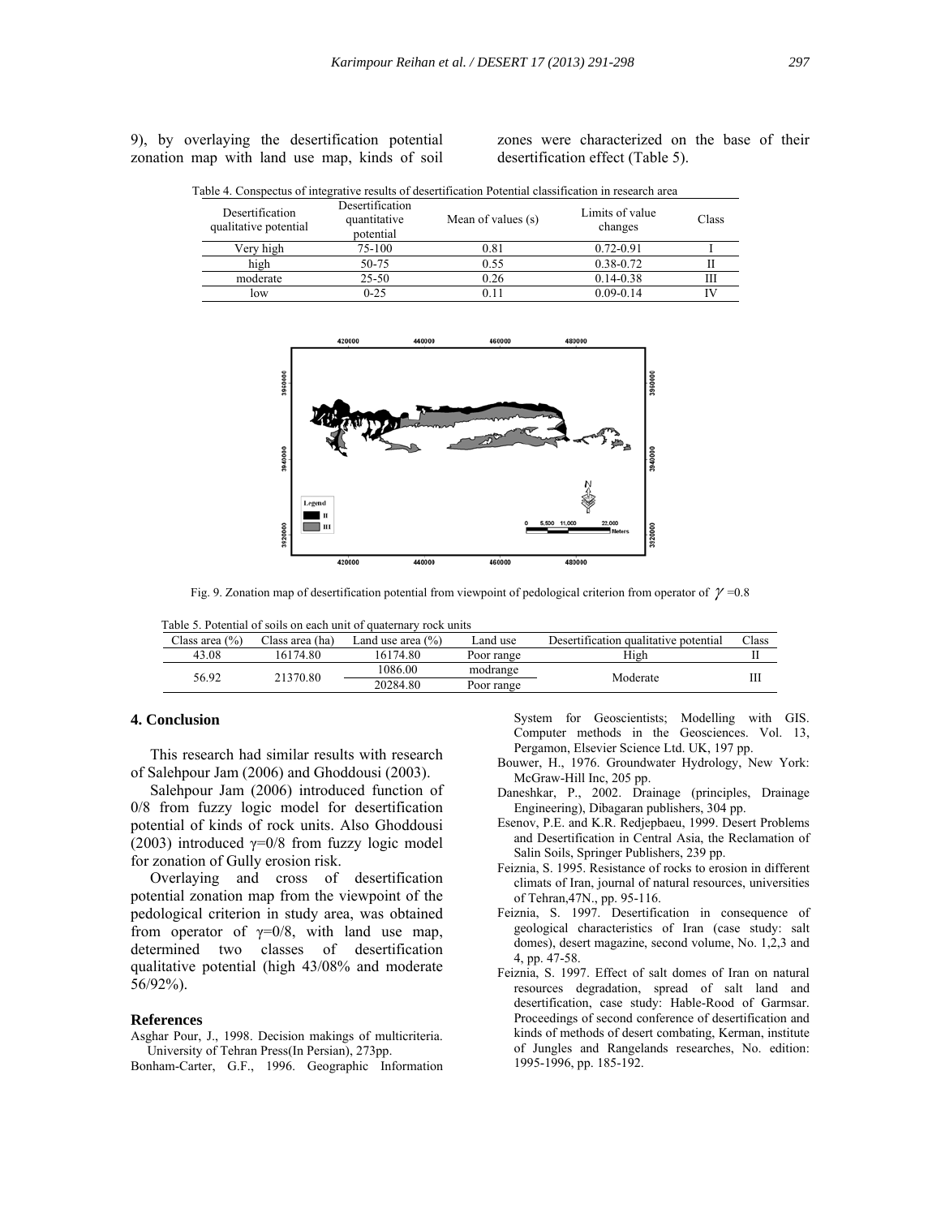9), by overlaying the desertification potential zonation map with land use map, kinds of soil zones were characterized on the base of their desertification effect (Table 5).

Table 4. Conspectus of integrative results of desertification Potential classification in research area

| Desertification qualitative potential | Desertification quantitative potential | Mean of values (s) | Limits of value changes | Class |
|---|---|---|---|---|
| Very high | 75-100 | 0.81 | 0.72-0.91 | I |
| high | 50-75 | 0.55 | 0.38-0.72 | II |
| moderate | 25-50 | 0.26 | 0.14-0.38 | III |
| low | 0-25 | 0.11 | 0.09-0.14 | IV |

Fig. 9. Zonation map of desertification potential from viewpoint of pedological criterion from operator of $\gamma$ =0.8

Table 5. Potential of soils on each unit of quaternary rock units

| Class area (%) | Class area (ha) | Land use area (%) | Land use | Desertification qualitative potential | Class |
|---|---|---|---|---|---|
| 43.08 | 16174.80 | 16174.80 | Poor range | High | II |
| 56.92 | 21370.80 | 1086.00 | modrange | Moderate | III |
| | | 20284.80 | Poor range | | |

## 4. Conclusion

This research had similar results with research of Salehpour Jam (2006) and Ghoddousi (2003).

Salehpour Jam (2006) introduced function of 0/8 from fuzzy logic model for desertification potential of kinds of rock units. Also Ghoddousi (2003) introduced γ=0/8 from fuzzy logic model for zonation of Gully erosion risk.

Overlaying and cross of desertification potential zonation map from the viewpoint of the pedological criterion in study area, was obtained from operator of γ=0/8, with land use map, determined two classes of desertification qualitative potential (high 43/08% and moderate 56/92%).

## References

Asghar Pour, J., 1998. Decision makings of multicriteria. University of Tehran Press(In Persian), 273pp.

Bonham-Carter, G.F., 1996. Geographic Information System for Geoscientists; Modelling with GIS. Computer methods in the Geosciences. Vol. 13, Pergamon, Elsevier Science Ltd. UK, 197 pp.

Bouwer, H., 1976. Groundwater Hydrology, New York: McGraw-Hill Inc, 205 pp.

Daneshkar, P., 2002. Drainage (principles, Drainage Engineering), Dibagaran publishers, 304 pp.

Esenov, P.E. and K.R. Redjepbaeu, 1999. Desert Problems and Desertification in Central Asia, the Reclamation of Salin Soils, Springer Publishers, 239 pp.

Feiznia, S. 1995. Resistance of rocks to erosion in different climats of Iran, journal of natural resources, universities of Tehran,47N., pp. 95-116.

Feiznia, S. 1997. Desertification in consequence of geological characteristics of Iran (case study: salt domes), desert magazine, second volume, No. 1,2,3 and 4, pp. 47-58.

Feiznia, S. 1997. Effect of salt domes of Iran on natural resources degradation, spread of salt land and desertification, case study: Hable-Rood of Garmsar. Proceedings of second conference of desertification and kinds of methods of desert combating, Kerman, institute of Jungles and Rangelands researches, No. edition: 1995-1996, pp. 185-192.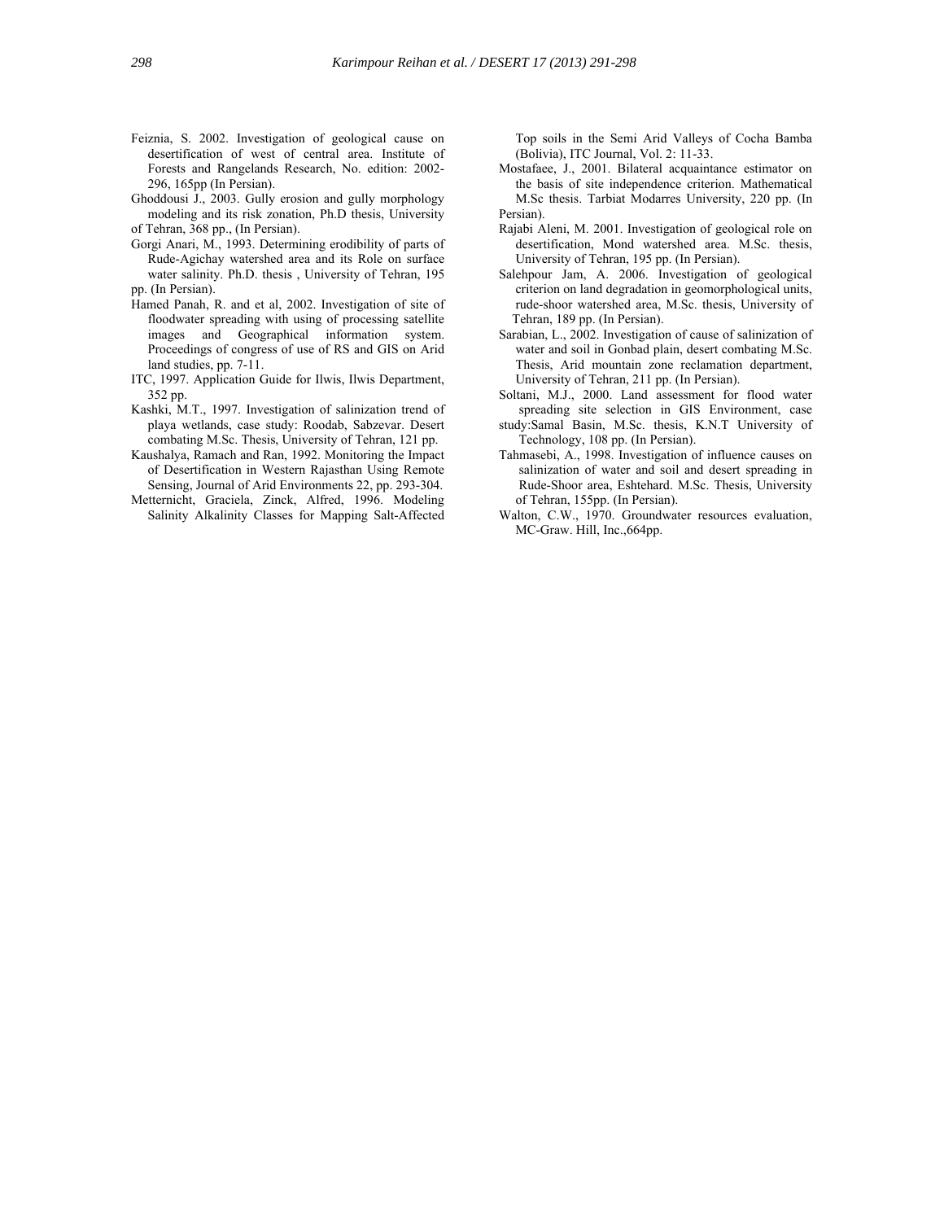Feiznia, S. 2002. Investigation of geological cause on desertification of west of central area. Institute of Forests and Rangelands Research, No. edition: 2002-296, 165pp (In Persian).

Ghoddousi J., 2003. Gully erosion and gully morphology modeling and its risk zonation, Ph.D thesis, University of Tehran, 368 pp., (In Persian).

Gorgi Anari, M., 1993. Determining erodibility of parts of Rude-Agichay watershed area and its Role on surface water salinity. Ph.D. thesis , University of Tehran, 195 pp. (In Persian).

Hamed Panah, R. and et al, 2002. Investigation of site of floodwater spreading with using of processing satellite images and Geographical information system. Proceedings of congress of use of RS and GIS on Arid land studies, pp. 7-11.

ITC, 1997. Application Guide for Ilwis, Ilwis Department, 352 pp.

Kashki, M.T., 1997. Investigation of salinization trend of playa wetlands, case study: Roodab, Sabzevar. Desert combating M.Sc. Thesis, University of Tehran, 121 pp.

Kaushalya, Ramach and Ran, 1992. Monitoring the Impact of Desertification in Western Rajasthan Using Remote Sensing, Journal of Arid Environments 22, pp. 293-304.

Metternicht, Graciela, Zinck, Alfred, 1996. Modeling Salinity Alkalinity Classes for Mapping Salt-Affected Top soils in the Semi Arid Valleys of Cocha Bamba (Bolivia), ITC Journal, Vol. 2: 11-33.

Mostafaee, J., 2001. Bilateral acquaintance estimator on the basis of site independence criterion. Mathematical M.Sc thesis. Tarbiat Modarres University, 220 pp. (In Persian).

Rajabi Aleni, M. 2001. Investigation of geological role on desertification, Mond watershed area. M.Sc. thesis, University of Tehran, 195 pp. (In Persian).

Salehpour Jam, A. 2006. Investigation of geological criterion on land degradation in geomorphological units, rude-shoor watershed area, M.Sc. thesis, University of Tehran, 189 pp. (In Persian).

Sarabian, L., 2002. Investigation of cause of salinization of water and soil in Gonbad plain, desert combating M.Sc. Thesis, Arid mountain zone reclamation department, University of Tehran, 211 pp. (In Persian).

Soltani, M.J., 2000. Land assessment for flood water spreading site selection in GIS Environment, case study:Samal Basin, M.Sc. thesis, K.N.T University of Technology, 108 pp. (In Persian).

Tahmasebi, A., 1998. Investigation of influence causes on salinization of water and soil and desert spreading in Rude-Shoor area, Eshtehard. M.Sc. Thesis, University of Tehran, 155pp. (In Persian).

Walton, C.W., 1970. Groundwater resources evaluation, MC-Graw. Hill, Inc.,664pp.